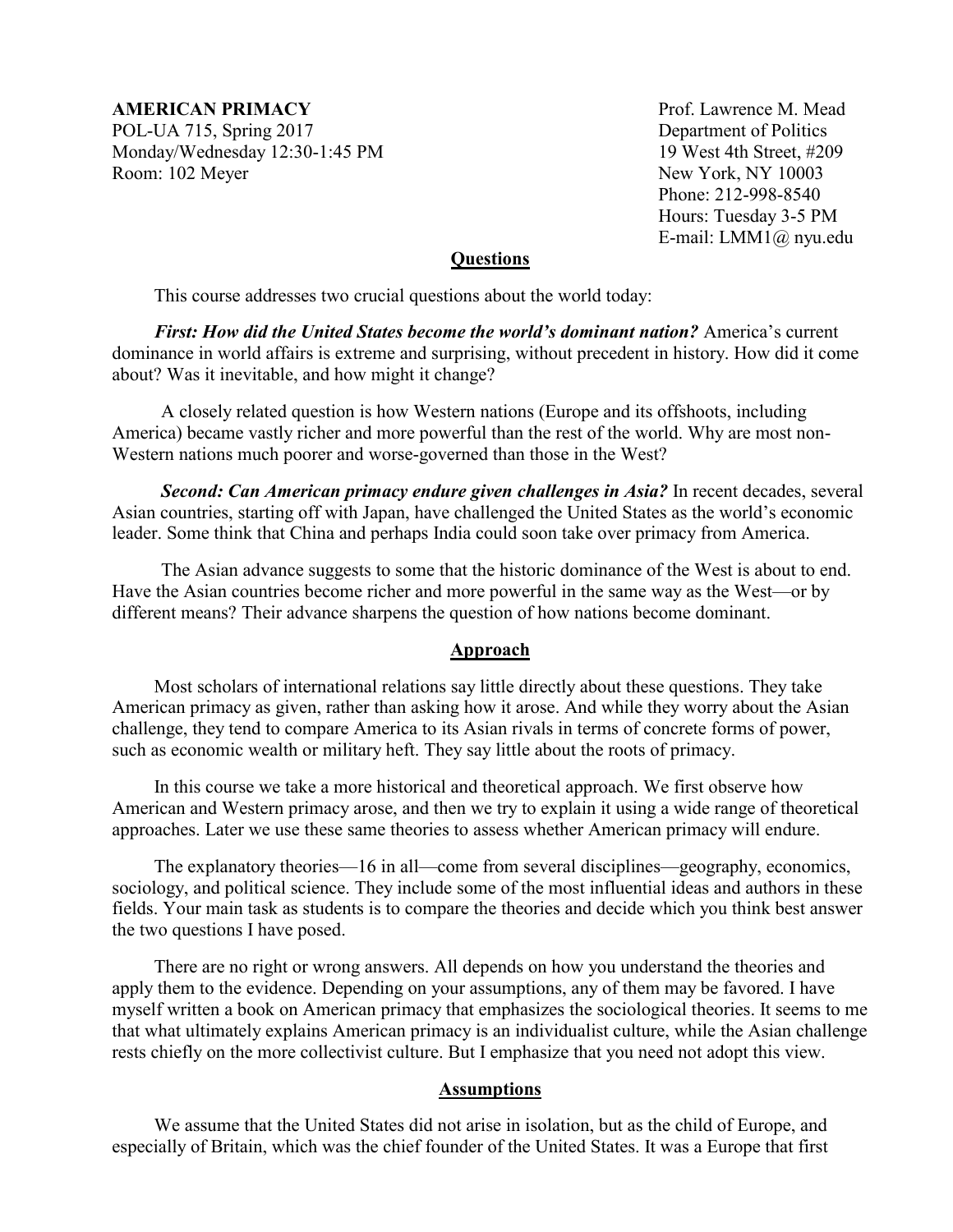**AMERICAN PRIMACY**
POL-UA 715, Spring 2017
Monday/Wednesday 12:30-1:45 PM
Room: 102 Meyer

Prof. Lawrence M. Mead
Department of Politics
19 West 4th Street, #209
New York, NY 10003
Phone: 212-998-8540
Hours: Tuesday 3-5 PM
E-mail: LMM1@ nyu.edu

## Questions

This course addresses two crucial questions about the world today:

***First: How did the United States become the world's dominant nation?*** America's current dominance in world affairs is extreme and surprising, without precedent in history. How did it come about? Was it inevitable, and how might it change?

A closely related question is how Western nations (Europe and its offshoots, including America) became vastly richer and more powerful than the rest of the world. Why are most non-Western nations much poorer and worse-governed than those in the West?

***Second: Can American primacy endure given challenges in Asia?*** In recent decades, several Asian countries, starting off with Japan, have challenged the United States as the world's economic leader. Some think that China and perhaps India could soon take over primacy from America.

The Asian advance suggests to some that the historic dominance of the West is about to end. Have the Asian countries become richer and more powerful in the same way as the West—or by different means? Their advance sharpens the question of how nations become dominant.

## Approach

Most scholars of international relations say little directly about these questions. They take American primacy as given, rather than asking how it arose. And while they worry about the Asian challenge, they tend to compare America to its Asian rivals in terms of concrete forms of power, such as economic wealth or military heft. They say little about the roots of primacy.

In this course we take a more historical and theoretical approach. We first observe how American and Western primacy arose, and then we try to explain it using a wide range of theoretical approaches. Later we use these same theories to assess whether American primacy will endure.

The explanatory theories—16 in all—come from several disciplines—geography, economics, sociology, and political science. They include some of the most influential ideas and authors in these fields. Your main task as students is to compare the theories and decide which you think best answer the two questions I have posed.

There are no right or wrong answers. All depends on how you understand the theories and apply them to the evidence. Depending on your assumptions, any of them may be favored. I have myself written a book on American primacy that emphasizes the sociological theories. It seems to me that what ultimately explains American primacy is an individualist culture, while the Asian challenge rests chiefly on the more collectivist culture. But I emphasize that you need not adopt this view.

## Assumptions

We assume that the United States did not arise in isolation, but as the child of Europe, and especially of Britain, which was the chief founder of the United States. It was a Europe that first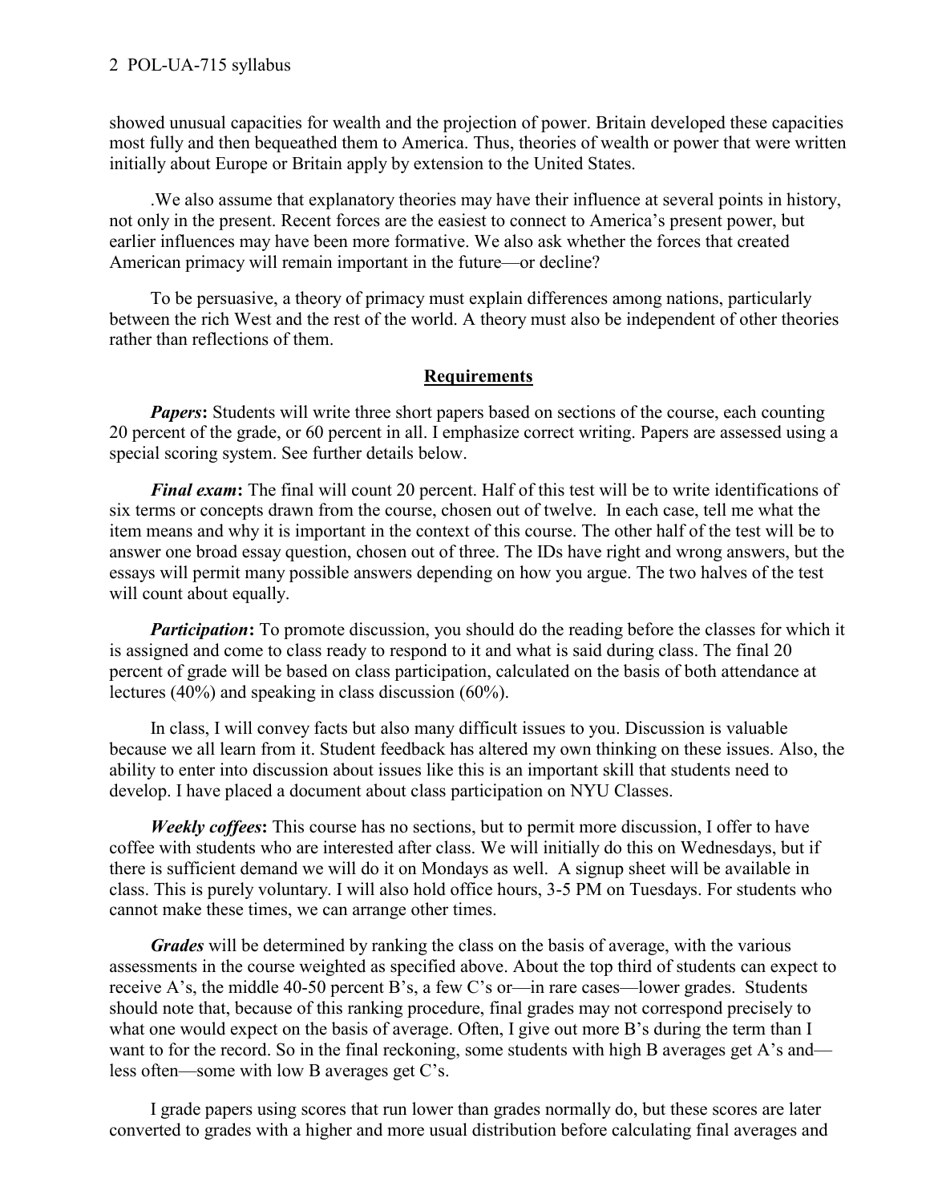showed unusual capacities for wealth and the projection of power. Britain developed these capacities most fully and then bequeathed them to America. Thus, theories of wealth or power that were written initially about Europe or Britain apply by extension to the United States.

.We also assume that explanatory theories may have their influence at several points in history, not only in the present. Recent forces are the easiest to connect to America's present power, but earlier influences may have been more formative. We also ask whether the forces that created American primacy will remain important in the future—or decline?

To be persuasive, a theory of primacy must explain differences among nations, particularly between the rich West and the rest of the world. A theory must also be independent of other theories rather than reflections of them.

## Requirements

***Papers*:** Students will write three short papers based on sections of the course, each counting 20 percent of the grade, or 60 percent in all. I emphasize correct writing. Papers are assessed using a special scoring system. See further details below.

***Final exam*:** The final will count 20 percent. Half of this test will be to write identifications of six terms or concepts drawn from the course, chosen out of twelve. In each case, tell me what the item means and why it is important in the context of this course. The other half of the test will be to answer one broad essay question, chosen out of three. The IDs have right and wrong answers, but the essays will permit many possible answers depending on how you argue. The two halves of the test will count about equally.

***Participation*:** To promote discussion, you should do the reading before the classes for which it is assigned and come to class ready to respond to it and what is said during class. The final 20 percent of grade will be based on class participation, calculated on the basis of both attendance at lectures (40%) and speaking in class discussion (60%).

In class, I will convey facts but also many difficult issues to you. Discussion is valuable because we all learn from it. Student feedback has altered my own thinking on these issues. Also, the ability to enter into discussion about issues like this is an important skill that students need to develop. I have placed a document about class participation on NYU Classes.

***Weekly coffees*:** This course has no sections, but to permit more discussion, I offer to have coffee with students who are interested after class. We will initially do this on Wednesdays, but if there is sufficient demand we will do it on Mondays as well. A signup sheet will be available in class. This is purely voluntary. I will also hold office hours, 3-5 PM on Tuesdays. For students who cannot make these times, we can arrange other times.

***Grades*** will be determined by ranking the class on the basis of average, with the various assessments in the course weighted as specified above. About the top third of students can expect to receive A's, the middle 40-50 percent B's, a few C's or—in rare cases—lower grades. Students should note that, because of this ranking procedure, final grades may not correspond precisely to what one would expect on the basis of average. Often, I give out more B's during the term than I want to for the record. So in the final reckoning, some students with high B averages get A's and—less often—some with low B averages get C's.

I grade papers using scores that run lower than grades normally do, but these scores are later converted to grades with a higher and more usual distribution before calculating final averages and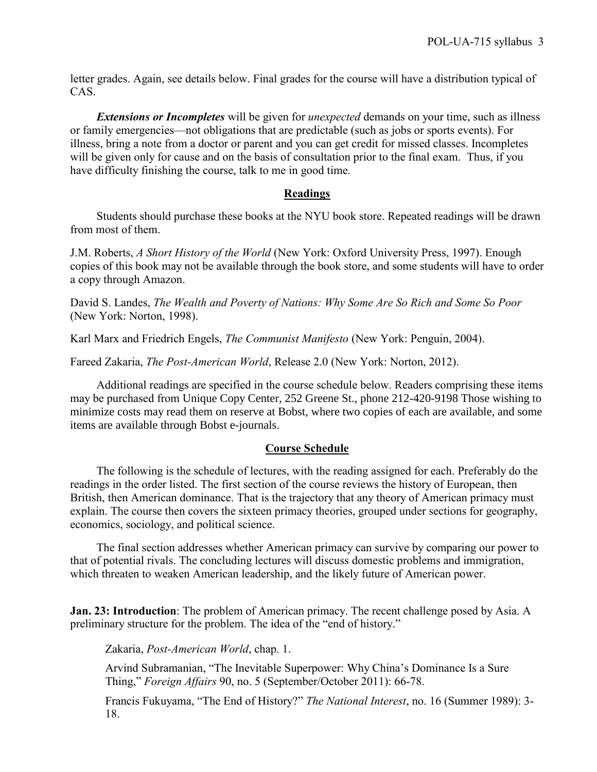letter grades. Again, see details below. Final grades for the course will have a distribution typical of CAS.

***Extensions or Incompletes*** will be given for *unexpected* demands on your time, such as illness or family emergencies—not obligations that are predictable (such as jobs or sports events). For illness, bring a note from a doctor or parent and you can get credit for missed classes. Incompletes will be given only for cause and on the basis of consultation prior to the final exam. Thus, if you have difficulty finishing the course, talk to me in good time.

## Readings

Students should purchase these books at the NYU book store. Repeated readings will be drawn from most of them.

J.M. Roberts, *A Short History of the World* (New York: Oxford University Press, 1997). Enough copies of this book may not be available through the book store, and some students will have to order a copy through Amazon.

David S. Landes, *The Wealth and Poverty of Nations: Why Some Are So Rich and Some So Poor* (New York: Norton, 1998).

Karl Marx and Friedrich Engels, *The Communist Manifesto* (New York: Penguin, 2004).

Fareed Zakaria, *The Post-American World*, Release 2.0 (New York: Norton, 2012).

Additional readings are specified in the course schedule below. Readers comprising these items may be purchased from Unique Copy Center, 252 Greene St., phone 212-420-9198 Those wishing to minimize costs may read them on reserve at Bobst, where two copies of each are available, and some items are available through Bobst e-journals.

## Course Schedule

The following is the schedule of lectures, with the reading assigned for each. Preferably do the readings in the order listed. The first section of the course reviews the history of European, then British, then American dominance. That is the trajectory that any theory of American primacy must explain. The course then covers the sixteen primacy theories, grouped under sections for geography, economics, sociology, and political science.

The final section addresses whether American primacy can survive by comparing our power to that of potential rivals. The concluding lectures will discuss domestic problems and immigration, which threaten to weaken American leadership, and the likely future of American power.

**Jan. 23: Introduction**: The problem of American primacy. The recent challenge posed by Asia. A preliminary structure for the problem. The idea of the "end of history."

Zakaria, *Post-American World*, chap. 1.

Arvind Subramanian, "The Inevitable Superpower: Why China's Dominance Is a Sure Thing," *Foreign Affairs* 90, no. 5 (September/October 2011): 66-78.

Francis Fukuyama, "The End of History?" *The National Interest*, no. 16 (Summer 1989): 3-18.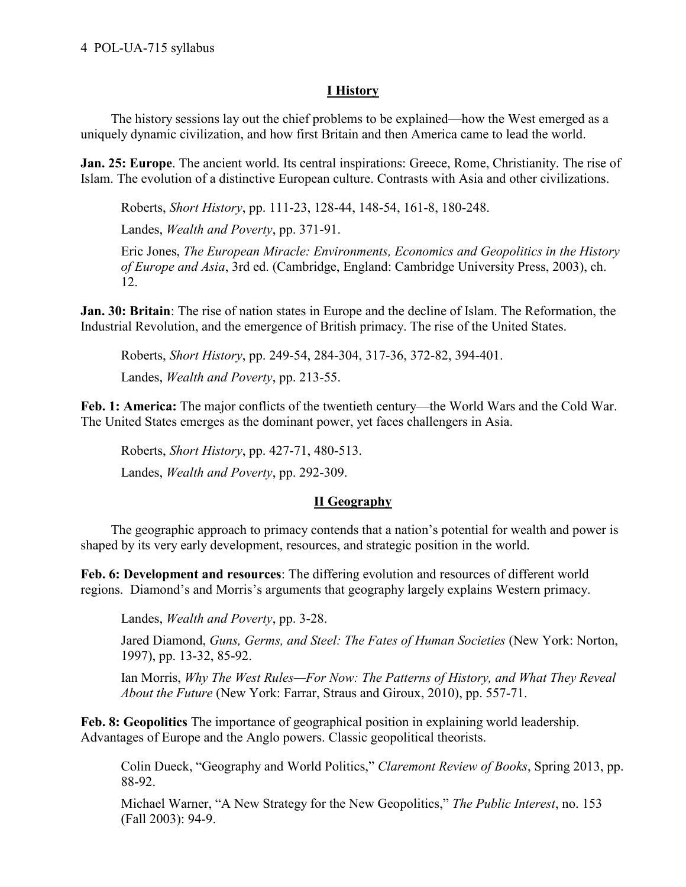## I History

The history sessions lay out the chief problems to be explained—how the West emerged as a uniquely dynamic civilization, and how first Britain and then America came to lead the world.

**Jan. 25: Europe**. The ancient world. Its central inspirations: Greece, Rome, Christianity. The rise of Islam. The evolution of a distinctive European culture. Contrasts with Asia and other civilizations.

> Roberts, *Short History*, pp. 111-23, 128-44, 148-54, 161-8, 180-248.
>
> Landes, *Wealth and Poverty*, pp. 371-91.
>
> Eric Jones, *The European Miracle: Environments, Economics and Geopolitics in the History of Europe and Asia*, 3rd ed. (Cambridge, England: Cambridge University Press, 2003), ch. 12.

**Jan. 30: Britain**: The rise of nation states in Europe and the decline of Islam. The Reformation, the Industrial Revolution, and the emergence of British primacy. The rise of the United States.

> Roberts, *Short History*, pp. 249-54, 284-304, 317-36, 372-82, 394-401.
>
> Landes, *Wealth and Poverty*, pp. 213-55.

**Feb. 1: America:** The major conflicts of the twentieth century—the World Wars and the Cold War. The United States emerges as the dominant power, yet faces challengers in Asia.

> Roberts, *Short History*, pp. 427-71, 480-513.
>
> Landes, *Wealth and Poverty*, pp. 292-309.

## II Geography

The geographic approach to primacy contends that a nation's potential for wealth and power is shaped by its very early development, resources, and strategic position in the world.

**Feb. 6: Development and resources**: The differing evolution and resources of different world regions. Diamond's and Morris's arguments that geography largely explains Western primacy.

> Landes, *Wealth and Poverty*, pp. 3-28.
>
> Jared Diamond, *Guns, Germs, and Steel: The Fates of Human Societies* (New York: Norton, 1997), pp. 13-32, 85-92.
>
> Ian Morris, *Why The West Rules—For Now: The Patterns of History, and What They Reveal About the Future* (New York: Farrar, Straus and Giroux, 2010), pp. 557-71.

**Feb. 8: Geopolitics** The importance of geographical position in explaining world leadership. Advantages of Europe and the Anglo powers. Classic geopolitical theorists.

> Colin Dueck, "Geography and World Politics," *Claremont Review of Books*, Spring 2013, pp. 88-92.
>
> Michael Warner, "A New Strategy for the New Geopolitics," *The Public Interest*, no. 153 (Fall 2003): 94-9.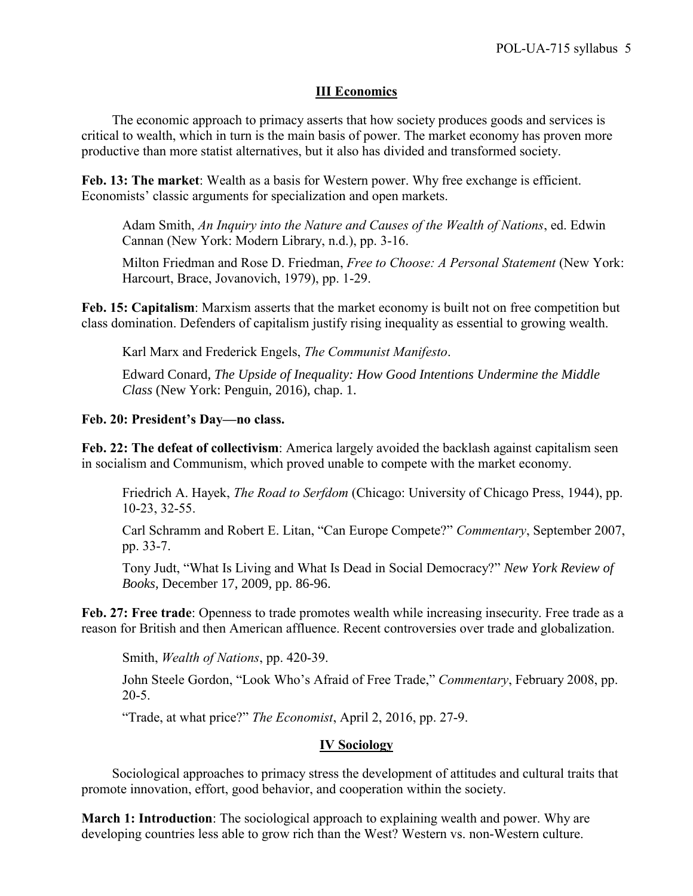## III Economics

The economic approach to primacy asserts that how society produces goods and services is critical to wealth, which in turn is the main basis of power. The market economy has proven more productive than more statist alternatives, but it also has divided and transformed society.

**Feb. 13: The market**: Wealth as a basis for Western power. Why free exchange is efficient. Economists' classic arguments for specialization and open markets.

> Adam Smith, *An Inquiry into the Nature and Causes of the Wealth of Nations*, ed. Edwin Cannan (New York: Modern Library, n.d.), pp. 3-16.
>
> Milton Friedman and Rose D. Friedman, *Free to Choose: A Personal Statement* (New York: Harcourt, Brace, Jovanovich, 1979), pp. 1-29.

**Feb. 15: Capitalism**: Marxism asserts that the market economy is built not on free competition but class domination. Defenders of capitalism justify rising inequality as essential to growing wealth.

> Karl Marx and Frederick Engels, *The Communist Manifesto*.
>
> Edward Conard, *The Upside of Inequality: How Good Intentions Undermine the Middle Class* (New York: Penguin, 2016), chap. 1.

**Feb. 20: President's Day—no class.**

**Feb. 22: The defeat of collectivism**: America largely avoided the backlash against capitalism seen in socialism and Communism, which proved unable to compete with the market economy.

> Friedrich A. Hayek, *The Road to Serfdom* (Chicago: University of Chicago Press, 1944), pp. 10-23, 32-55.
>
> Carl Schramm and Robert E. Litan, "Can Europe Compete?" *Commentary*, September 2007, pp. 33-7.
>
> Tony Judt, "What Is Living and What Is Dead in Social Democracy?" *New York Review of Books*, December 17, 2009, pp. 86-96.

**Feb. 27: Free trade**: Openness to trade promotes wealth while increasing insecurity. Free trade as a reason for British and then American affluence. Recent controversies over trade and globalization.

> Smith, *Wealth of Nations*, pp. 420-39.
>
> John Steele Gordon, "Look Who's Afraid of Free Trade," *Commentary*, February 2008, pp. 20-5.
>
> "Trade, at what price?" *The Economist*, April 2, 2016, pp. 27-9.

## IV Sociology

Sociological approaches to primacy stress the development of attitudes and cultural traits that promote innovation, effort, good behavior, and cooperation within the society.

**March 1: Introduction**: The sociological approach to explaining wealth and power. Why are developing countries less able to grow rich than the West? Western vs. non-Western culture.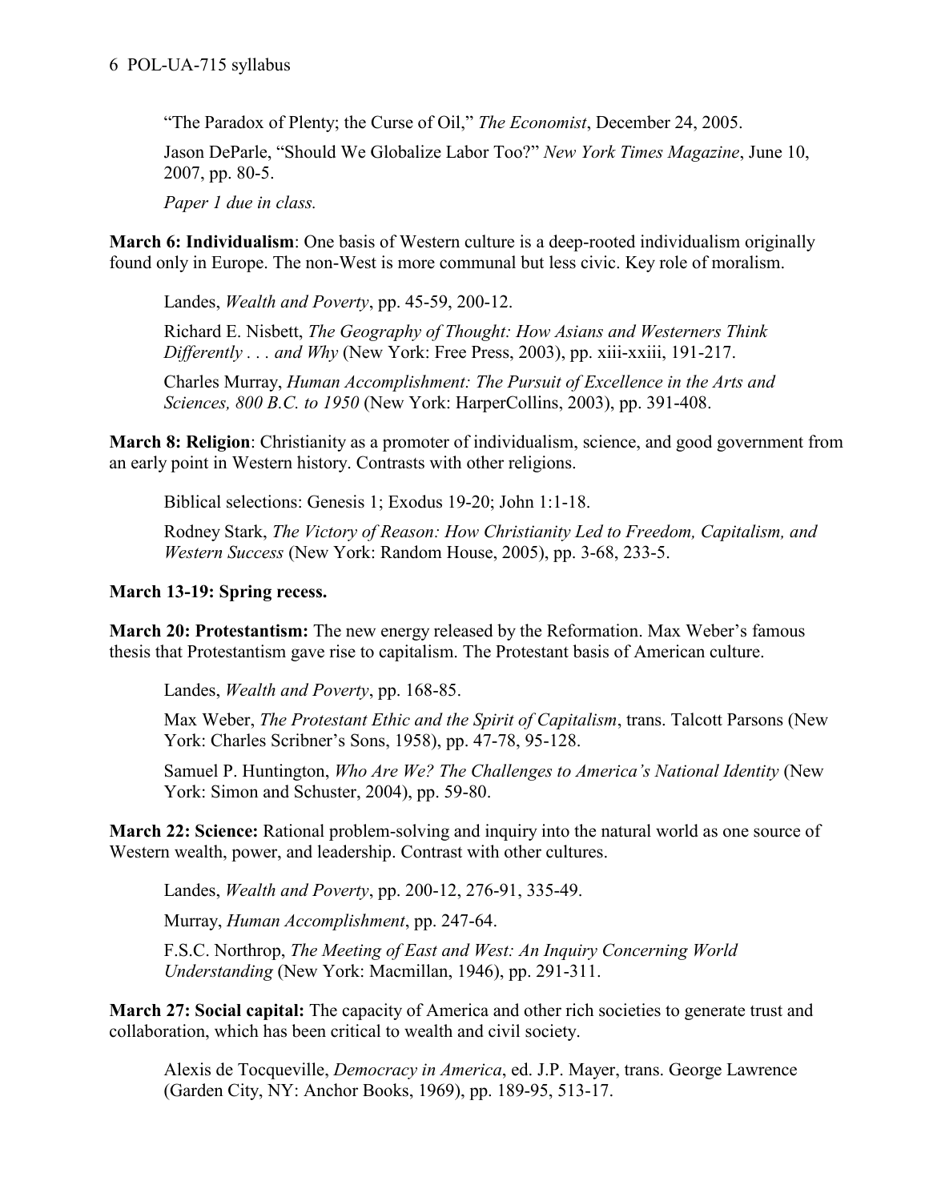"The Paradox of Plenty; the Curse of Oil," *The Economist*, December 24, 2005.

Jason DeParle, "Should We Globalize Labor Too?" *New York Times Magazine*, June 10, 2007, pp. 80-5.

*Paper 1 due in class.*

**March 6: Individualism**: One basis of Western culture is a deep-rooted individualism originally found only in Europe. The non-West is more communal but less civic. Key role of moralism.

Landes, *Wealth and Poverty*, pp. 45-59, 200-12.

Richard E. Nisbett, *The Geography of Thought: How Asians and Westerners Think Differently . . . and Why* (New York: Free Press, 2003), pp. xiii-xxiii, 191-217.

Charles Murray, *Human Accomplishment: The Pursuit of Excellence in the Arts and Sciences, 800 B.C. to 1950* (New York: HarperCollins, 2003), pp. 391-408.

**March 8: Religion**: Christianity as a promoter of individualism, science, and good government from an early point in Western history. Contrasts with other religions.

Biblical selections: Genesis 1; Exodus 19-20; John 1:1-18.

Rodney Stark, *The Victory of Reason: How Christianity Led to Freedom, Capitalism, and Western Success* (New York: Random House, 2005), pp. 3-68, 233-5.

**March 13-19: Spring recess.**

**March 20: Protestantism:** The new energy released by the Reformation. Max Weber's famous thesis that Protestantism gave rise to capitalism. The Protestant basis of American culture.

Landes, *Wealth and Poverty*, pp. 168-85.

Max Weber, *The Protestant Ethic and the Spirit of Capitalism*, trans. Talcott Parsons (New York: Charles Scribner's Sons, 1958), pp. 47-78, 95-128.

Samuel P. Huntington, *Who Are We? The Challenges to America's National Identity* (New York: Simon and Schuster, 2004), pp. 59-80.

**March 22: Science:** Rational problem-solving and inquiry into the natural world as one source of Western wealth, power, and leadership. Contrast with other cultures.

Landes, *Wealth and Poverty*, pp. 200-12, 276-91, 335-49.

Murray, *Human Accomplishment*, pp. 247-64.

F.S.C. Northrop, *The Meeting of East and West: An Inquiry Concerning World Understanding* (New York: Macmillan, 1946), pp. 291-311.

**March 27: Social capital:** The capacity of America and other rich societies to generate trust and collaboration, which has been critical to wealth and civil society.

Alexis de Tocqueville, *Democracy in America*, ed. J.P. Mayer, trans. George Lawrence (Garden City, NY: Anchor Books, 1969), pp. 189-95, 513-17.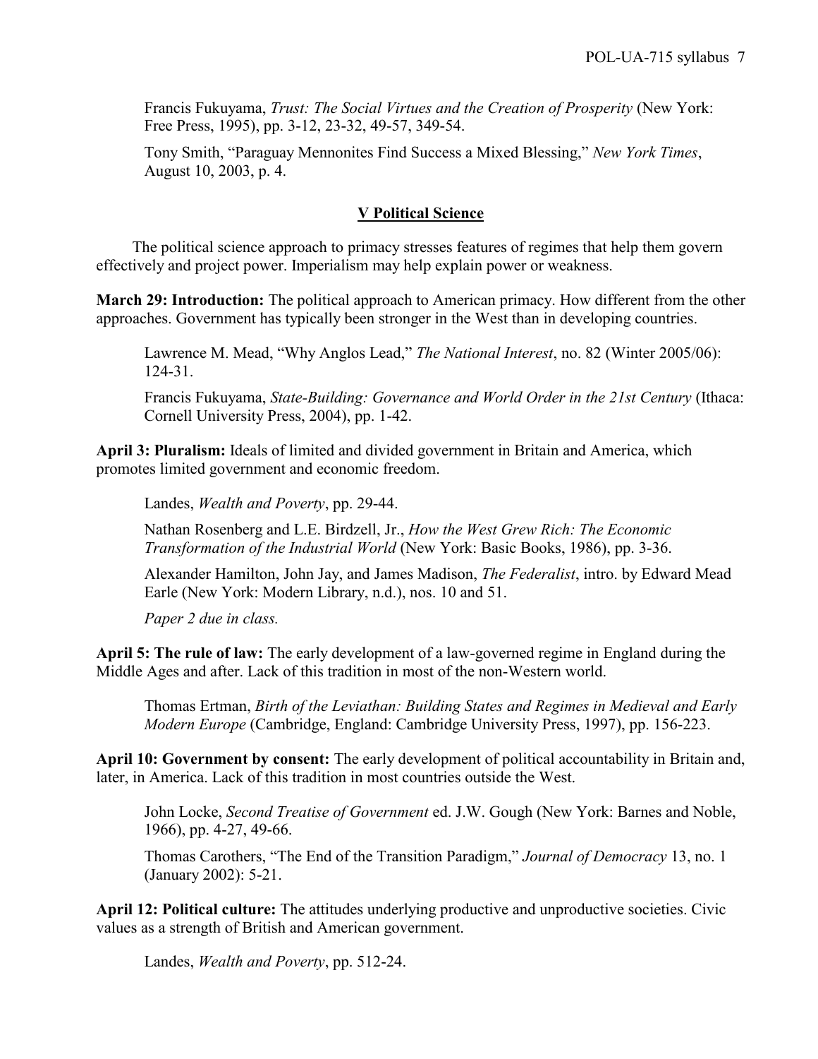Francis Fukuyama, *Trust: The Social Virtues and the Creation of Prosperity* (New York: Free Press, 1995), pp. 3-12, 23-32, 49-57, 349-54.

Tony Smith, "Paraguay Mennonites Find Success a Mixed Blessing," *New York Times*, August 10, 2003, p. 4.

## V Political Science

The political science approach to primacy stresses features of regimes that help them govern effectively and project power. Imperialism may help explain power or weakness.

**March 29: Introduction:** The political approach to American primacy. How different from the other approaches. Government has typically been stronger in the West than in developing countries.

Lawrence M. Mead, "Why Anglos Lead," *The National Interest*, no. 82 (Winter 2005/06): 124-31.

Francis Fukuyama, *State-Building: Governance and World Order in the 21st Century* (Ithaca: Cornell University Press, 2004), pp. 1-42.

**April 3: Pluralism:** Ideals of limited and divided government in Britain and America, which promotes limited government and economic freedom.

Landes, *Wealth and Poverty*, pp. 29-44.

Nathan Rosenberg and L.E. Birdzell, Jr., *How the West Grew Rich: The Economic Transformation of the Industrial World* (New York: Basic Books, 1986), pp. 3-36.

Alexander Hamilton, John Jay, and James Madison, *The Federalist*, intro. by Edward Mead Earle (New York: Modern Library, n.d.), nos. 10 and 51.

*Paper 2 due in class.*

**April 5: The rule of law:** The early development of a law-governed regime in England during the Middle Ages and after. Lack of this tradition in most of the non-Western world.

Thomas Ertman, *Birth of the Leviathan: Building States and Regimes in Medieval and Early Modern Europe* (Cambridge, England: Cambridge University Press, 1997), pp. 156-223.

**April 10: Government by consent:** The early development of political accountability in Britain and, later, in America. Lack of this tradition in most countries outside the West.

John Locke, *Second Treatise of Government* ed. J.W. Gough (New York: Barnes and Noble, 1966), pp. 4-27, 49-66.

Thomas Carothers, "The End of the Transition Paradigm," *Journal of Democracy* 13, no. 1 (January 2002): 5-21.

**April 12: Political culture:** The attitudes underlying productive and unproductive societies. Civic values as a strength of British and American government.

Landes, *Wealth and Poverty*, pp. 512-24.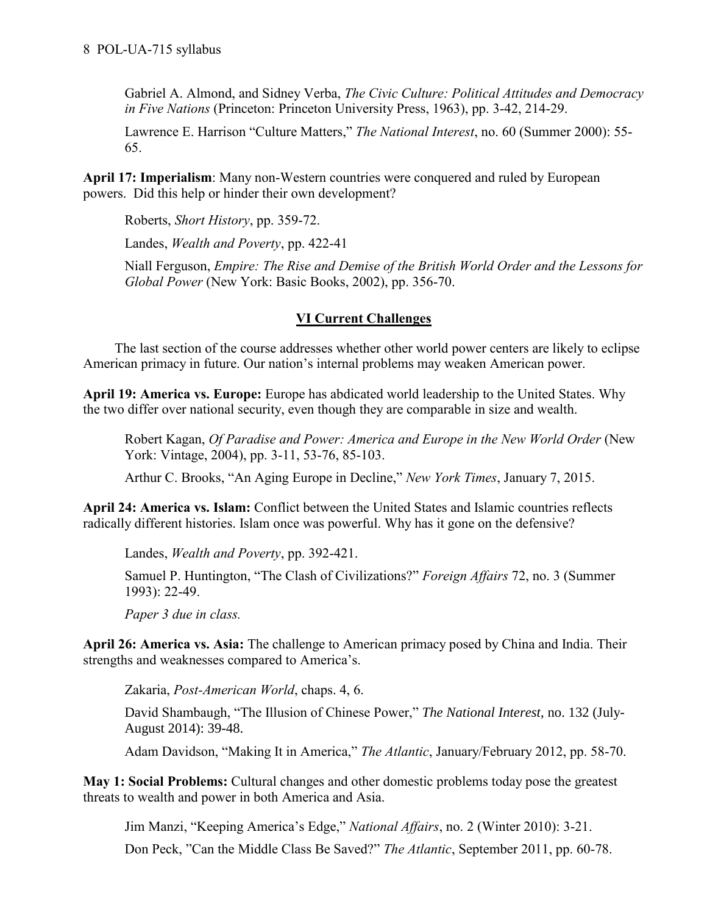Gabriel A. Almond, and Sidney Verba, *The Civic Culture: Political Attitudes and Democracy in Five Nations* (Princeton: Princeton University Press, 1963), pp. 3-42, 214-29.

Lawrence E. Harrison "Culture Matters," *The National Interest*, no. 60 (Summer 2000): 55-65.

**April 17: Imperialism**: Many non-Western countries were conquered and ruled by European powers. Did this help or hinder their own development?

Roberts, *Short History*, pp. 359-72.

Landes, *Wealth and Poverty*, pp. 422-41

Niall Ferguson, *Empire: The Rise and Demise of the British World Order and the Lessons for Global Power* (New York: Basic Books, 2002), pp. 356-70.

## VI Current Challenges

The last section of the course addresses whether other world power centers are likely to eclipse American primacy in future. Our nation's internal problems may weaken American power.

**April 19: America vs. Europe:** Europe has abdicated world leadership to the United States. Why the two differ over national security, even though they are comparable in size and wealth.

Robert Kagan, *Of Paradise and Power: America and Europe in the New World Order* (New York: Vintage, 2004), pp. 3-11, 53-76, 85-103.

Arthur C. Brooks, "An Aging Europe in Decline," *New York Times*, January 7, 2015.

**April 24: America vs. Islam:** Conflict between the United States and Islamic countries reflects radically different histories. Islam once was powerful. Why has it gone on the defensive?

Landes, *Wealth and Poverty*, pp. 392-421.

Samuel P. Huntington, "The Clash of Civilizations?" *Foreign Affairs* 72, no. 3 (Summer 1993): 22-49.

*Paper 3 due in class.*

**April 26: America vs. Asia:** The challenge to American primacy posed by China and India. Their strengths and weaknesses compared to America's.

Zakaria, *Post-American World*, chaps. 4, 6.

David Shambaugh, "The Illusion of Chinese Power," *The National Interest*, no. 132 (July-August 2014): 39-48.

Adam Davidson, "Making It in America," *The Atlantic*, January/February 2012, pp. 58-70.

**May 1: Social Problems:** Cultural changes and other domestic problems today pose the greatest threats to wealth and power in both America and Asia.

Jim Manzi, "Keeping America's Edge," *National Affairs*, no. 2 (Winter 2010): 3-21.

Don Peck, "Can the Middle Class Be Saved?" *The Atlantic*, September 2011, pp. 60-78.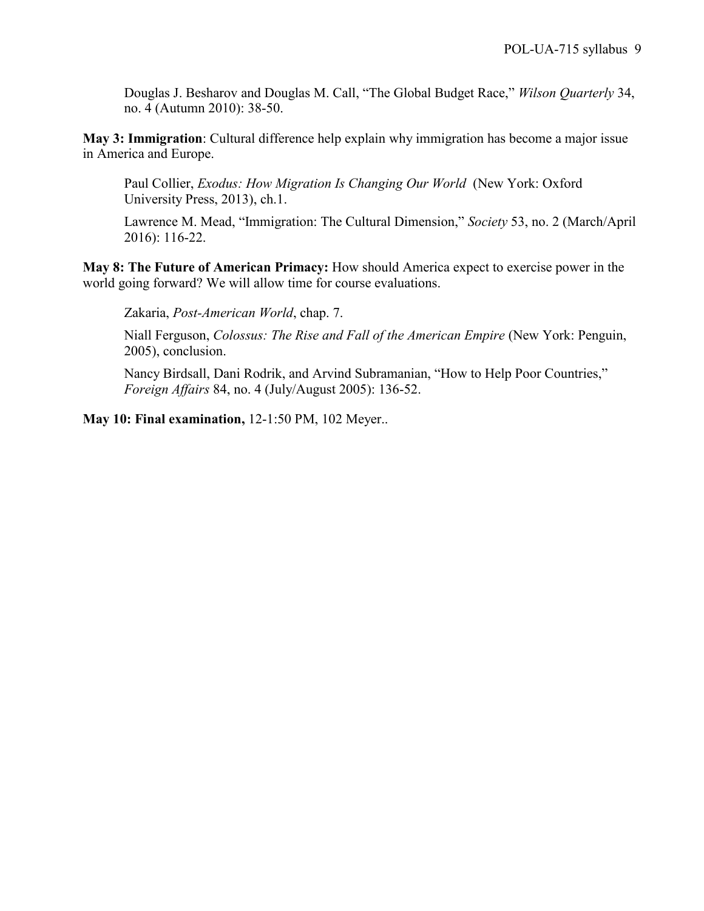Douglas J. Besharov and Douglas M. Call, "The Global Budget Race," *Wilson Quarterly* 34, no. 4 (Autumn 2010): 38-50.

**May 3: Immigration**: Cultural difference help explain why immigration has become a major issue in America and Europe.

Paul Collier, *Exodus: How Migration Is Changing Our World* (New York: Oxford University Press, 2013), ch.1.

Lawrence M. Mead, "Immigration: The Cultural Dimension," *Society* 53, no. 2 (March/April 2016): 116-22.

**May 8: The Future of American Primacy:** How should America expect to exercise power in the world going forward? We will allow time for course evaluations.

Zakaria, *Post-American World*, chap. 7.

Niall Ferguson, *Colossus: The Rise and Fall of the American Empire* (New York: Penguin, 2005), conclusion.

Nancy Birdsall, Dani Rodrik, and Arvind Subramanian, "How to Help Poor Countries," *Foreign Affairs* 84, no. 4 (July/August 2005): 136-52.

**May 10: Final examination,** 12-1:50 PM, 102 Meyer..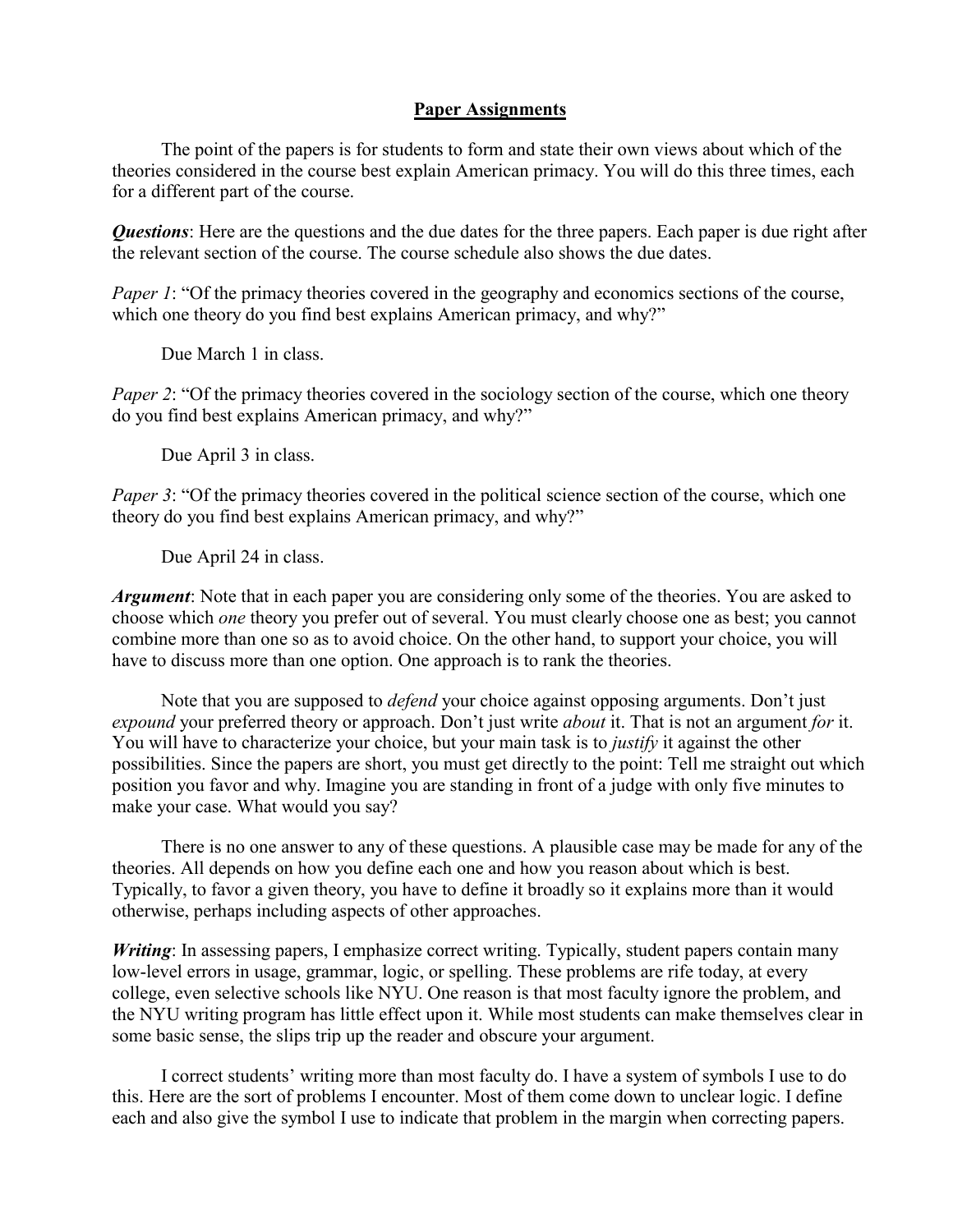## Paper Assignments

The point of the papers is for students to form and state their own views about which of the theories considered in the course best explain American primacy. You will do this three times, each for a different part of the course.

***Questions***: Here are the questions and the due dates for the three papers. Each paper is due right after the relevant section of the course. The course schedule also shows the due dates.

*Paper 1*: "Of the primacy theories covered in the geography and economics sections of the course, which one theory do you find best explains American primacy, and why?"

Due March 1 in class.

*Paper 2*: "Of the primacy theories covered in the sociology section of the course, which one theory do you find best explains American primacy, and why?"

Due April 3 in class.

*Paper 3*: "Of the primacy theories covered in the political science section of the course, which one theory do you find best explains American primacy, and why?"

Due April 24 in class.

***Argument***: Note that in each paper you are considering only some of the theories. You are asked to choose which *one* theory you prefer out of several. You must clearly choose one as best; you cannot combine more than one so as to avoid choice. On the other hand, to support your choice, you will have to discuss more than one option. One approach is to rank the theories.

Note that you are supposed to *defend* your choice against opposing arguments. Don't just *expound* your preferred theory or approach. Don't just write *about* it. That is not an argument *for* it. You will have to characterize your choice, but your main task is to *justify* it against the other possibilities. Since the papers are short, you must get directly to the point: Tell me straight out which position you favor and why. Imagine you are standing in front of a judge with only five minutes to make your case. What would you say?

There is no one answer to any of these questions. A plausible case may be made for any of the theories. All depends on how you define each one and how you reason about which is best. Typically, to favor a given theory, you have to define it broadly so it explains more than it would otherwise, perhaps including aspects of other approaches.

***Writing***: In assessing papers, I emphasize correct writing. Typically, student papers contain many low-level errors in usage, grammar, logic, or spelling. These problems are rife today, at every college, even selective schools like NYU. One reason is that most faculty ignore the problem, and the NYU writing program has little effect upon it. While most students can make themselves clear in some basic sense, the slips trip up the reader and obscure your argument.

I correct students' writing more than most faculty do. I have a system of symbols I use to do this. Here are the sort of problems I encounter. Most of them come down to unclear logic. I define each and also give the symbol I use to indicate that problem in the margin when correcting papers.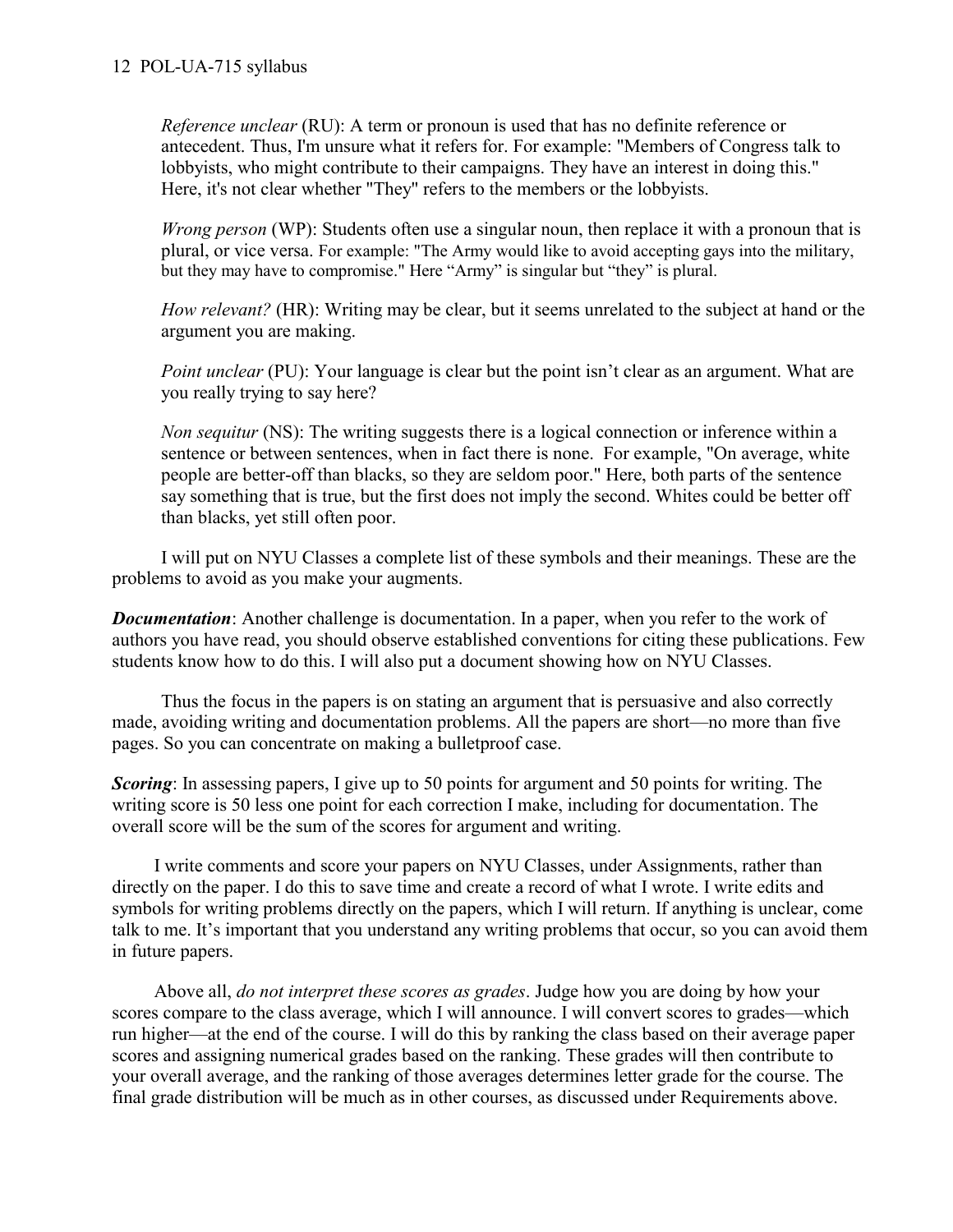*Reference unclear* (RU): A term or pronoun is used that has no definite reference or antecedent. Thus, I'm unsure what it refers for. For example: "Members of Congress talk to lobbyists, who might contribute to their campaigns. They have an interest in doing this." Here, it's not clear whether "They" refers to the members or the lobbyists.

*Wrong person* (WP): Students often use a singular noun, then replace it with a pronoun that is plural, or vice versa. For example: "The Army would like to avoid accepting gays into the military, but they may have to compromise." Here "Army" is singular but "they" is plural.

*How relevant?* (HR): Writing may be clear, but it seems unrelated to the subject at hand or the argument you are making.

*Point unclear* (PU): Your language is clear but the point isn't clear as an argument. What are you really trying to say here?

*Non sequitur* (NS): The writing suggests there is a logical connection or inference within a sentence or between sentences, when in fact there is none. For example, "On average, white people are better-off than blacks, so they are seldom poor." Here, both parts of the sentence say something that is true, but the first does not imply the second. Whites could be better off than blacks, yet still often poor.

I will put on NYU Classes a complete list of these symbols and their meanings. These are the problems to avoid as you make your augments.

***Documentation***: Another challenge is documentation. In a paper, when you refer to the work of authors you have read, you should observe established conventions for citing these publications. Few students know how to do this. I will also put a document showing how on NYU Classes.

Thus the focus in the papers is on stating an argument that is persuasive and also correctly made, avoiding writing and documentation problems. All the papers are short—no more than five pages. So you can concentrate on making a bulletproof case.

***Scoring***: In assessing papers, I give up to 50 points for argument and 50 points for writing. The writing score is 50 less one point for each correction I make, including for documentation. The overall score will be the sum of the scores for argument and writing.

I write comments and score your papers on NYU Classes, under Assignments, rather than directly on the paper. I do this to save time and create a record of what I wrote. I write edits and symbols for writing problems directly on the papers, which I will return. If anything is unclear, come talk to me. It's important that you understand any writing problems that occur, so you can avoid them in future papers.

Above all, *do not interpret these scores as grades*. Judge how you are doing by how your scores compare to the class average, which I will announce. I will convert scores to grades—which run higher—at the end of the course. I will do this by ranking the class based on their average paper scores and assigning numerical grades based on the ranking. These grades will then contribute to your overall average, and the ranking of those averages determines letter grade for the course. The final grade distribution will be much as in other courses, as discussed under Requirements above.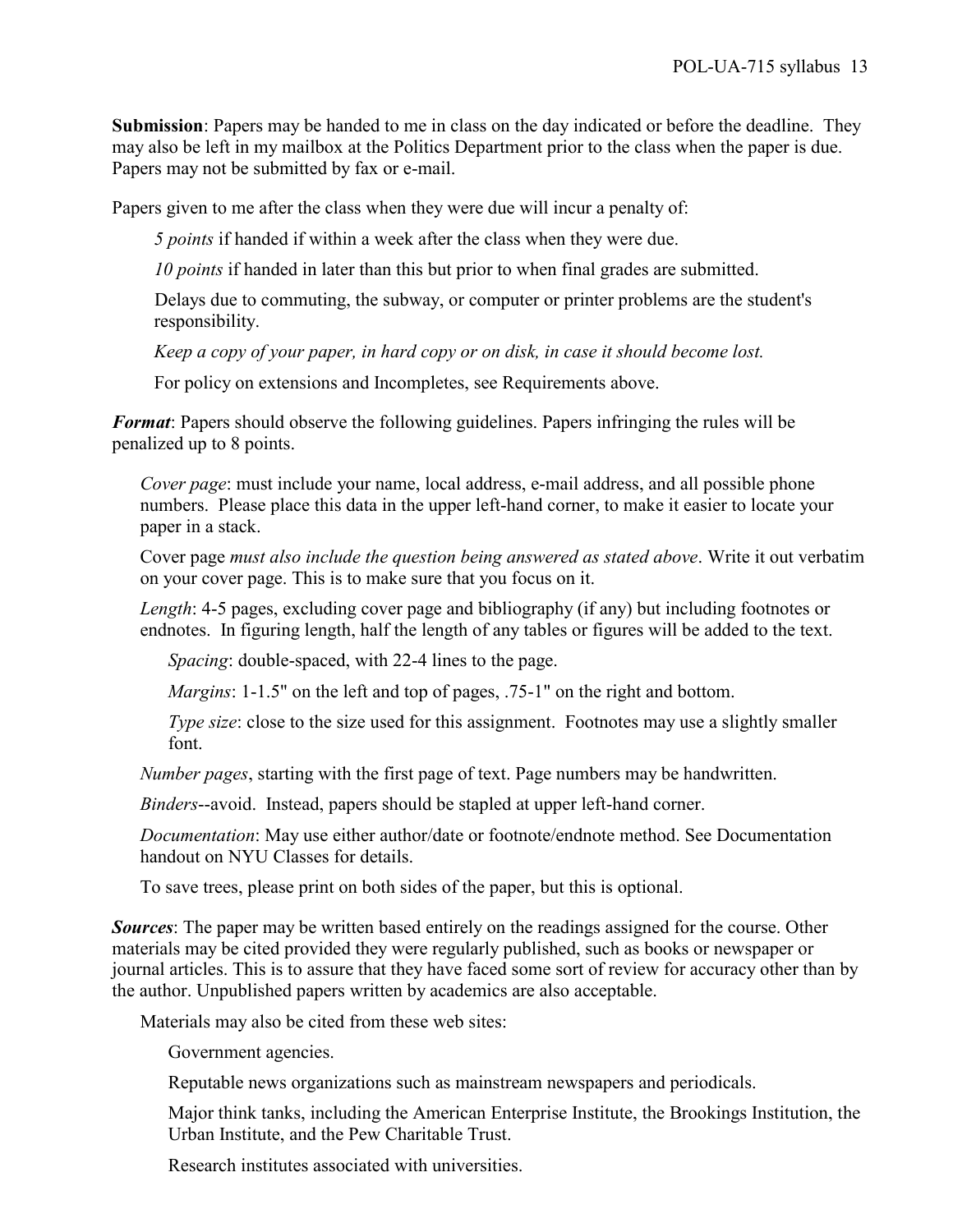**Submission**: Papers may be handed to me in class on the day indicated or before the deadline. They may also be left in my mailbox at the Politics Department prior to the class when the paper is due. Papers may not be submitted by fax or e-mail.

Papers given to me after the class when they were due will incur a penalty of:

*5 points* if handed if within a week after the class when they were due.

*10 points* if handed in later than this but prior to when final grades are submitted.

Delays due to commuting, the subway, or computer or printer problems are the student's responsibility.

*Keep a copy of your paper, in hard copy or on disk, in case it should become lost.*

For policy on extensions and Incompletes, see Requirements above.

***Format***: Papers should observe the following guidelines. Papers infringing the rules will be penalized up to 8 points.

*Cover page*: must include your name, local address, e-mail address, and all possible phone numbers. Please place this data in the upper left-hand corner, to make it easier to locate your paper in a stack.

Cover page *must also include the question being answered as stated above*. Write it out verbatim on your cover page. This is to make sure that you focus on it.

*Length*: 4-5 pages, excluding cover page and bibliography (if any) but including footnotes or endnotes. In figuring length, half the length of any tables or figures will be added to the text.

*Spacing*: double-spaced, with 22-4 lines to the page.

*Margins*: 1-1.5" on the left and top of pages, .75-1" on the right and bottom.

*Type size*: close to the size used for this assignment. Footnotes may use a slightly smaller font.

*Number pages*, starting with the first page of text. Page numbers may be handwritten.

*Binders*--avoid. Instead, papers should be stapled at upper left-hand corner.

*Documentation*: May use either author/date or footnote/endnote method. See Documentation handout on NYU Classes for details.

To save trees, please print on both sides of the paper, but this is optional.

***Sources***: The paper may be written based entirely on the readings assigned for the course. Other materials may be cited provided they were regularly published, such as books or newspaper or journal articles. This is to assure that they have faced some sort of review for accuracy other than by the author. Unpublished papers written by academics are also acceptable.

Materials may also be cited from these web sites:

Government agencies.

Reputable news organizations such as mainstream newspapers and periodicals.

Major think tanks, including the American Enterprise Institute, the Brookings Institution, the Urban Institute, and the Pew Charitable Trust.

Research institutes associated with universities.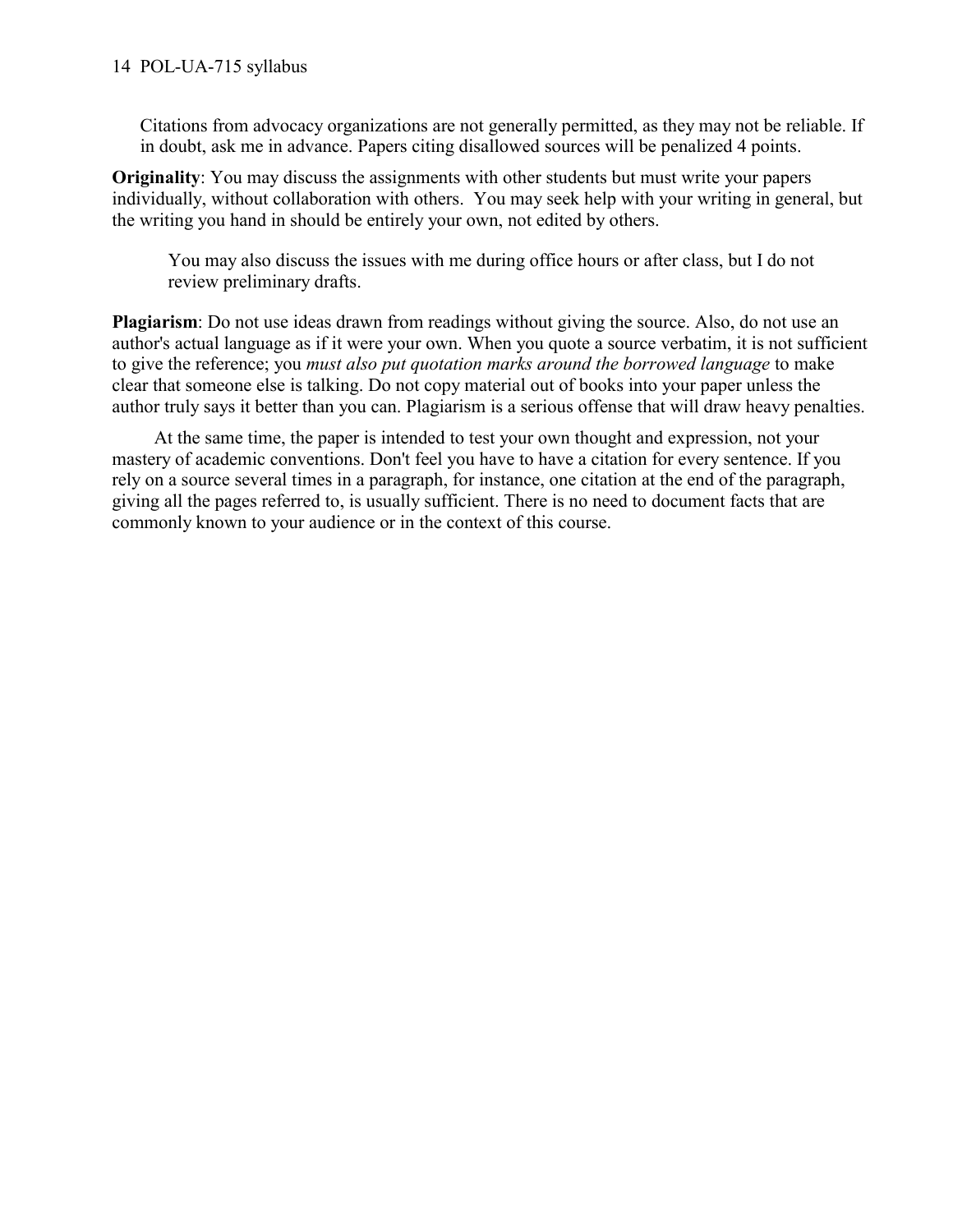Citations from advocacy organizations are not generally permitted, as they may not be reliable. If in doubt, ask me in advance. Papers citing disallowed sources will be penalized 4 points.

**Originality**: You may discuss the assignments with other students but must write your papers individually, without collaboration with others. You may seek help with your writing in general, but the writing you hand in should be entirely your own, not edited by others.

You may also discuss the issues with me during office hours or after class, but I do not review preliminary drafts.

**Plagiarism**: Do not use ideas drawn from readings without giving the source. Also, do not use an author's actual language as if it were your own. When you quote a source verbatim, it is not sufficient to give the reference; you *must also put quotation marks around the borrowed language* to make clear that someone else is talking. Do not copy material out of books into your paper unless the author truly says it better than you can. Plagiarism is a serious offense that will draw heavy penalties.

At the same time, the paper is intended to test your own thought and expression, not your mastery of academic conventions. Don't feel you have to have a citation for every sentence. If you rely on a source several times in a paragraph, for instance, one citation at the end of the paragraph, giving all the pages referred to, is usually sufficient. There is no need to document facts that are commonly known to your audience or in the context of this course.